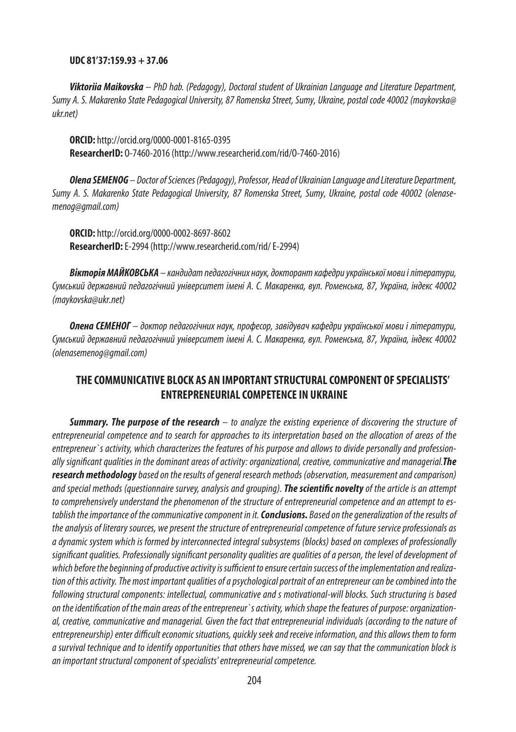**UDC 81'37:159.93 + 37.06**

***Viktoriia Maikovska*** *– PhD hab. (Pedagogy), Doctoral student of Ukrainian Language and Literature Department, Sumy A. S. Makarenko State Pedagogical University, 87 Romenska Street, Sumy, Ukraine, postal code 40002 (maykovska@ukr.net)*

**ORCID:** http://orcid.org/0000-0001-8165-0395
**ResearcherID:** O-7460-2016 (http://www.researcherid.com/rid/O-7460-2016)

***Olena SEMENOG*** *– Doctor of Sciences (Pedagogy), Professor, Head of Ukrainian Language and Literature Department, Sumy A. S. Makarenko State Pedagogical University, 87 Romenska Street, Sumy, Ukraine, postal code 40002 (olenasemenog@gmail.com)*

**ORCID:** http://orcid.org/0000-0002-8697-8602
**ResearcherID:** E-2994 (http://www.researcherid.com/rid/ E-2994)

***Вікторія МАЙКОВСЬКА*** *– кандидат педагогічних наук, докторант кафедри української мови і літератури, Сумський державний педагогічний університет імені А. С. Макаренка, вул. Роменська, 87, Україна, індекс 40002 (maykovska@ukr.net)*

***Олена СЕМЕНОГ*** *– доктор педагогічних наук, професор, завідувач кафедри української мови і літератури, Сумський державний педагогічний університет імені А. С. Макаренка, вул. Роменська, 87, Україна, індекс 40002 (olenasemenog@gmail.com)*

## THE COMMUNICATIVE BLOCK AS AN IMPORTANT STRUCTURAL COMPONENT OF SPECIALISTS' ENTREPRENEURIAL COMPETENCE IN UKRAINE

***Summary. The purpose of the research*** *– to analyze the existing experience of discovering the structure of entrepreneurial competence and to search for approaches to its interpretation based on the allocation of areas of the entrepreneur`s activity, which characterizes the features of his purpose and allows to divide personally and professionally significant qualities in the dominant areas of activity: organizational, creative, communicative and managerial.* ***The research methodology*** *based on the results of general research methods (observation, measurement and comparison) and special methods (questionnaire survey, analysis and grouping).* ***The scientific novelty*** *of the article is an attempt to comprehensively understand the phenomenon of the structure of entrepreneurial competence and an attempt to establish the importance of the communicative component in it.* ***Conclusions.*** *Based on the generalization of the results of the analysis of literary sources, we present the structure of entrepreneurial competence of future service professionals as a dynamic system which is formed by interconnected integral subsystems (blocks) based on complexes of professionally significant qualities. Professionally significant personality qualities are qualities of a person, the level of development of which before the beginning of productive activity is sufficient to ensure certain success of the implementation and realization of this activity. The most important qualities of a psychological portrait of an entrepreneur can be combined into the following structural components: intellectual, communicative and s motivational-will blocks. Such structuring is based on the identification of the main areas of the entrepreneur`s activity, which shape the features of purpose: organizational, creative, communicative and managerial. Given the fact that entrepreneurial individuals (according to the nature of entrepreneurship) enter difficult economic situations, quickly seek and receive information, and this allows them to form a survival technique and to identify opportunities that others have missed, we can say that the communication block is an important structural component of specialists' entrepreneurial competence.*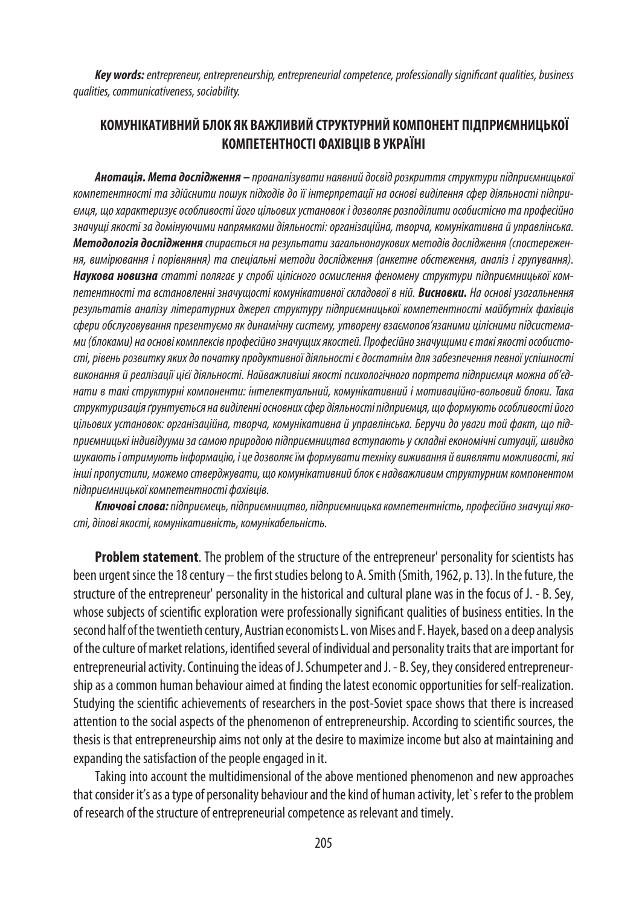***Key words:*** *entrepreneur, entrepreneurship, entrepreneurial competence, professionally significant qualities, business qualities, communicativeness, sociability.*

## КОМУНІКАТИВНИЙ БЛОК ЯК ВАЖЛИВИЙ СТРУКТУРНИЙ КОМПОНЕНТ ПІДПРИЄМНИЦЬКОЇ КОМПЕТЕНТНОСТІ ФАХІВЦІВ В УКРАЇНІ

***Анотація. Мета дослідження –*** *проаналізувати наявний досвід розкриття структури підприємницької компетентності та здійснити пошук підходів до її інтерпретації на основі виділення сфер діяльності підприємця, що характеризує особливості його цільових установок і дозволяє розподілити особистісно та професійно значущі якості за домінуючими напрямками діяльності: організаційна, творча, комунікативна й управлінська.* ***Методологія дослідження*** *спирається на результати загальнонаукових методів дослідження (спостереження, вимірювання і порівняння) та спеціальні методи дослідження (анкетне обстеження, аналіз і групування).* ***Наукова новизна*** *статті полягає у спробі цілісного осмислення феномену структури підприємницької компетентності та встановленні значущості комунікативної складової в ній.* ***Висновки.*** *На основі узагальнення результатів аналізу літературних джерел структуру підприємницької компетентності майбутніх фахівців сфери обслуговування презентуємо як динамічну систему, утворену взаємопов'язаними цілісними підсистемами (блоками) на основі комплексів професійно значущих якостей. Професійно значущими є такі якості особистості, рівень розвитку яких до початку продуктивної діяльності є достатнім для забезпечення певної успішності виконання й реалізації цієї діяльності. Найважливіші якості психологічного портрета підприємця можна об'єднати в такі структурні компоненти: інтелектуальний, комунікативний і мотиваційно-вольовий блоки. Така структуризація ґрунтується на виділенні основних сфер діяльності підприємця, що формують особливості його цільових установок: організаційна, творча, комунікативна й управлінська. Беручи до уваги той факт, що підприємницькі індивідууми за самою природою підприємництва вступають у складні економічні ситуації, швидко шукають і отримують інформацію, і це дозволяє їм формувати техніку виживання й виявляти можливості, які інші пропустили, можемо стверджувати, що комунікативний блок є надважливим структурним компонентом підприємницької компетентності фахівців.*

***Ключові слова:*** *підприємець, підприємництво, підприємницька компетентність, професійно значущі якості, ділові якості, комунікативність, комунікабельність.*

**Problem statement**. The problem of the structure of the entrepreneur' personality for scientists has been urgent since the 18 century – the first studies belong to A. Smith (Smith, 1962, p. 13). In the future, the structure of the entrepreneur' personality in the historical and cultural plane was in the focus of J. - B. Sey, whose subjects of scientific exploration were professionally significant qualities of business entities. In the second half of the twentieth century, Austrian economists L. von Mises and F. Hayek, based on a deep analysis of the culture of market relations, identified several of individual and personality traits that are important for entrepreneurial activity. Continuing the ideas of J. Schumpeter and J. - B. Sey, they considered entrepreneurship as a common human behaviour aimed at finding the latest economic opportunities for self-realization. Studying the scientific achievements of researchers in the post-Soviet space shows that there is increased attention to the social aspects of the phenomenon of entrepreneurship. According to scientific sources, the thesis is that entrepreneurship aims not only at the desire to maximize income but also at maintaining and expanding the satisfaction of the people engaged in it.

Taking into account the multidimensional of the above mentioned phenomenon and new approaches that consider it's as a type of personality behaviour and the kind of human activity, let`s refer to the problem of research of the structure of entrepreneurial competence as relevant and timely.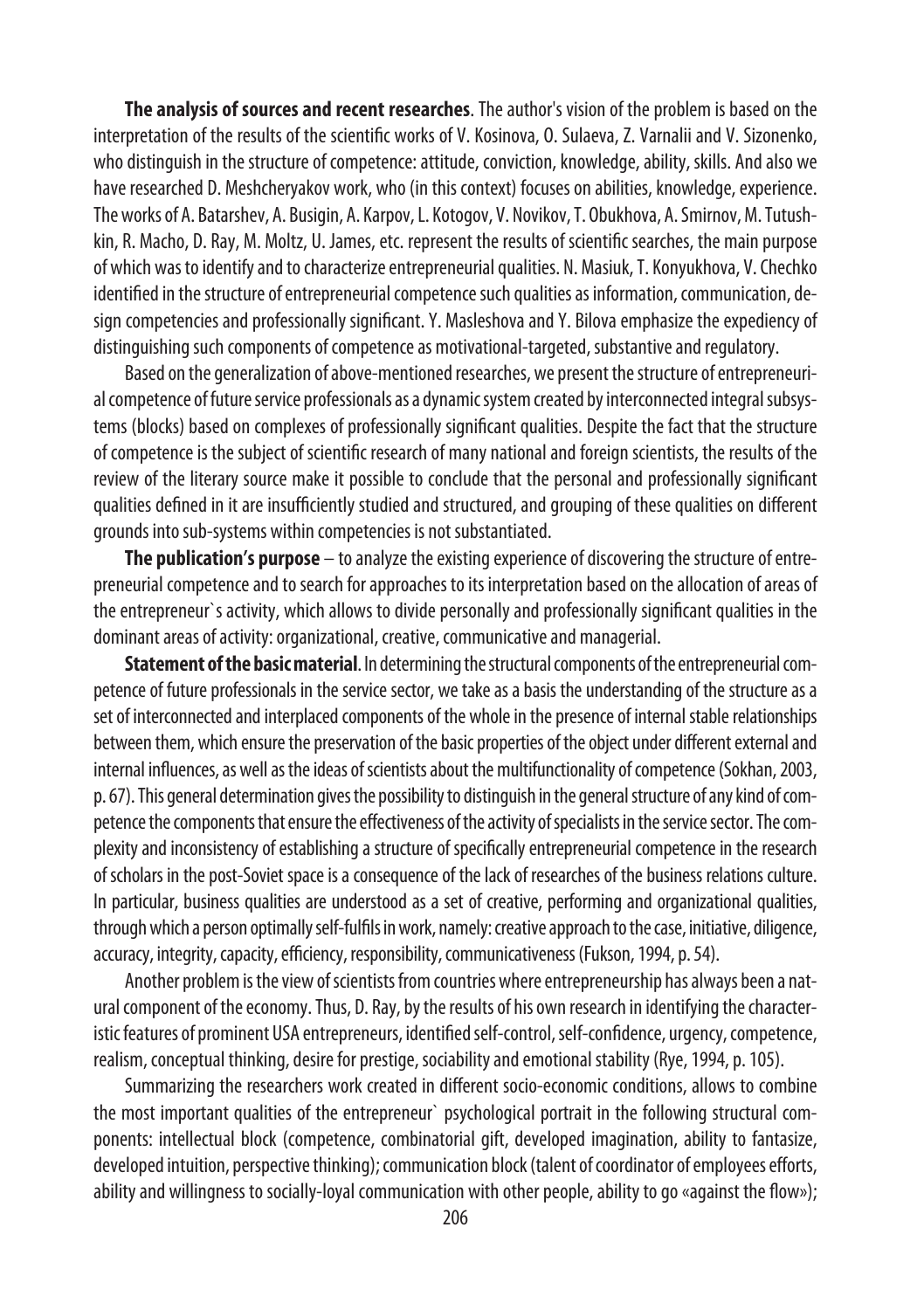**The analysis of sources and recent researches**. The author's vision of the problem is based on the interpretation of the results of the scientific works of V. Kosinova, O. Sulaeva, Z. Varnalii and V. Sizonenko, who distinguish in the structure of competence: attitude, conviction, knowledge, ability, skills. And also we have researched D. Meshcheryakov work, who (in this context) focuses on abilities, knowledge, experience. The works of A. Batarshev, A. Busigin, A. Karpov, L. Kotogov, V. Novikov, T. Obukhova, A. Smirnov, M. Tutushkin, R. Macho, D. Ray, M. Moltz, U. James, etc. represent the results of scientific searches, the main purpose of which was to identify and to characterize entrepreneurial qualities. N. Masiuk, T. Konyukhova, V. Chechko identified in the structure of entrepreneurial competence such qualities as information, communication, design competencies and professionally significant. Y. Masleshova and Y. Bilova emphasize the expediency of distinguishing such components of competence as motivational-targeted, substantive and regulatory.

Based on the generalization of above-mentioned researches, we present the structure of entrepreneurial competence of future service professionals as a dynamic system created by interconnected integral subsystems (blocks) based on complexes of professionally significant qualities. Despite the fact that the structure of competence is the subject of scientific research of many national and foreign scientists, the results of the review of the literary source make it possible to conclude that the personal and professionally significant qualities defined in it are insufficiently studied and structured, and grouping of these qualities on different grounds into sub-systems within competencies is not substantiated.

**The publication's purpose** – to analyze the existing experience of discovering the structure of entrepreneurial competence and to search for approaches to its interpretation based on the allocation of areas of the entrepreneur`s activity, which allows to divide personally and professionally significant qualities in the dominant areas of activity: organizational, creative, communicative and managerial.

**Statement of the basic material**. In determining the structural components of the entrepreneurial competence of future professionals in the service sector, we take as a basis the understanding of the structure as a set of interconnected and interplaced components of the whole in the presence of internal stable relationships between them, which ensure the preservation of the basic properties of the object under different external and internal influences, as well as the ideas of scientists about the multifunctionality of competence (Sokhan, 2003, p. 67). This general determination gives the possibility to distinguish in the general structure of any kind of competence the components that ensure the effectiveness of the activity of specialists in the service sector. The complexity and inconsistency of establishing a structure of specifically entrepreneurial competence in the research of scholars in the post-Soviet space is a consequence of the lack of researches of the business relations culture. In particular, business qualities are understood as a set of creative, performing and organizational qualities, through which a person optimally self-fulfils in work, namely: creative approach to the case, initiative, diligence, accuracy, integrity, capacity, efficiency, responsibility, communicativeness (Fukson, 1994, p. 54).

Another problem is the view of scientists from countries where entrepreneurship has always been a natural component of the economy. Thus, D. Ray, by the results of his own research in identifying the characteristic features of prominent USA entrepreneurs, identified self-control, self-confidence, urgency, competence, realism, conceptual thinking, desire for prestige, sociability and emotional stability (Rye, 1994, p. 105).

Summarizing the researchers work created in different socio-economic conditions, allows to combine the most important qualities of the entrepreneur` psychological portrait in the following structural components: intellectual block (competence, combinatorial gift, developed imagination, ability to fantasize, developed intuition, perspective thinking); communication block (talent of coordinator of employees efforts, ability and willingness to socially-loyal communication with other people, ability to go «against the flow»);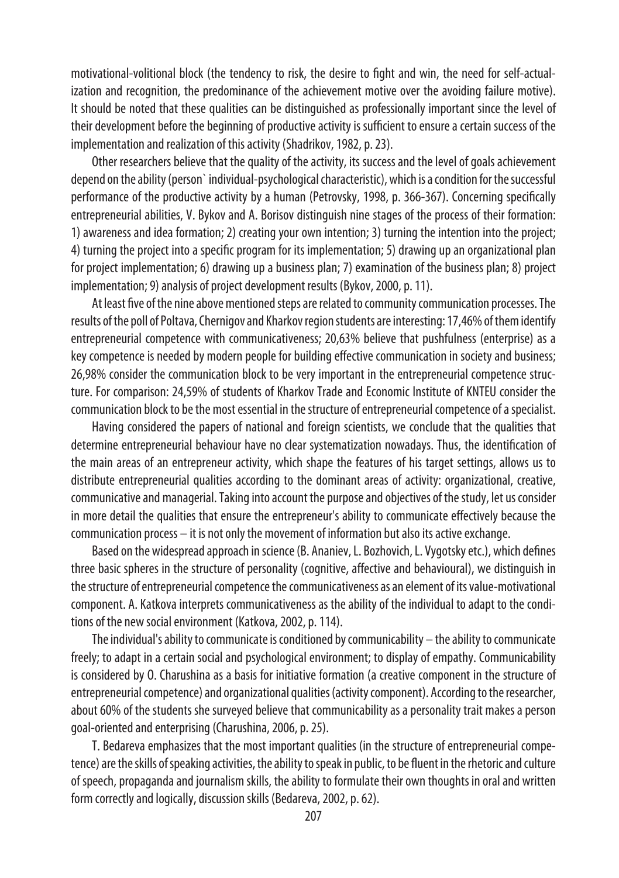motivational-volitional block (the tendency to risk, the desire to fight and win, the need for self-actualization and recognition, the predominance of the achievement motive over the avoiding failure motive). It should be noted that these qualities can be distinguished as professionally important since the level of their development before the beginning of productive activity is sufficient to ensure a certain success of the implementation and realization of this activity (Shadrikov, 1982, p. 23).

Other researchers believe that the quality of the activity, its success and the level of goals achievement depend on the ability (person` individual-psychological characteristic), which is a condition for the successful performance of the productive activity by a human (Petrovsky, 1998, p. 366-367). Concerning specifically entrepreneurial abilities, V. Bykov and A. Borisov distinguish nine stages of the process of their formation: 1) awareness and idea formation; 2) creating your own intention; 3) turning the intention into the project; 4) turning the project into a specific program for its implementation; 5) drawing up an organizational plan for project implementation; 6) drawing up a business plan; 7) examination of the business plan; 8) project implementation; 9) analysis of project development results (Bykov, 2000, p. 11).

At least five of the nine above mentioned steps are related to community communication processes. The results of the poll of Poltava, Chernigov and Kharkov region students are interesting: 17,46% of them identify entrepreneurial competence with communicativeness; 20,63% believe that pushfulness (enterprise) as a key competence is needed by modern people for building effective communication in society and business; 26,98% consider the communication block to be very important in the entrepreneurial competence structure. For comparison: 24,59% of students of Kharkov Trade and Economic Institute of KNTEU consider the communication block to be the most essential in the structure of entrepreneurial competence of a specialist.

Having considered the papers of national and foreign scientists, we conclude that the qualities that determine entrepreneurial behaviour have no clear systematization nowadays. Thus, the identification of the main areas of an entrepreneur activity, which shape the features of his target settings, allows us to distribute entrepreneurial qualities according to the dominant areas of activity: organizational, creative, communicative and managerial. Taking into account the purpose and objectives of the study, let us consider in more detail the qualities that ensure the entrepreneur's ability to communicate effectively because the communication process – it is not only the movement of information but also its active exchange.

Based on the widespread approach in science (B. Ananiev, L. Bozhovich, L. Vygotsky etc.), which defines three basic spheres in the structure of personality (cognitive, affective and behavioural), we distinguish in the structure of entrepreneurial competence the communicativeness as an element of its value-motivational component. A. Katkova interprets communicativeness as the ability of the individual to adapt to the conditions of the new social environment (Katkova, 2002, p. 114).

The individual's ability to communicate is conditioned by communicability – the ability to communicate freely; to adapt in a certain social and psychological environment; to display of empathy. Communicability is considered by O. Charushina as a basis for initiative formation (a creative component in the structure of entrepreneurial competence) and organizational qualities (activity component). According to the researcher, about 60% of the students she surveyed believe that communicability as a personality trait makes a person goal-oriented and enterprising (Charushina, 2006, p. 25).

T. Bedareva emphasizes that the most important qualities (in the structure of entrepreneurial competence) are the skills of speaking activities, the ability to speak in public, to be fluent in the rhetoric and culture of speech, propaganda and journalism skills, the ability to formulate their own thoughts in oral and written form correctly and logically, discussion skills (Bedareva, 2002, p. 62).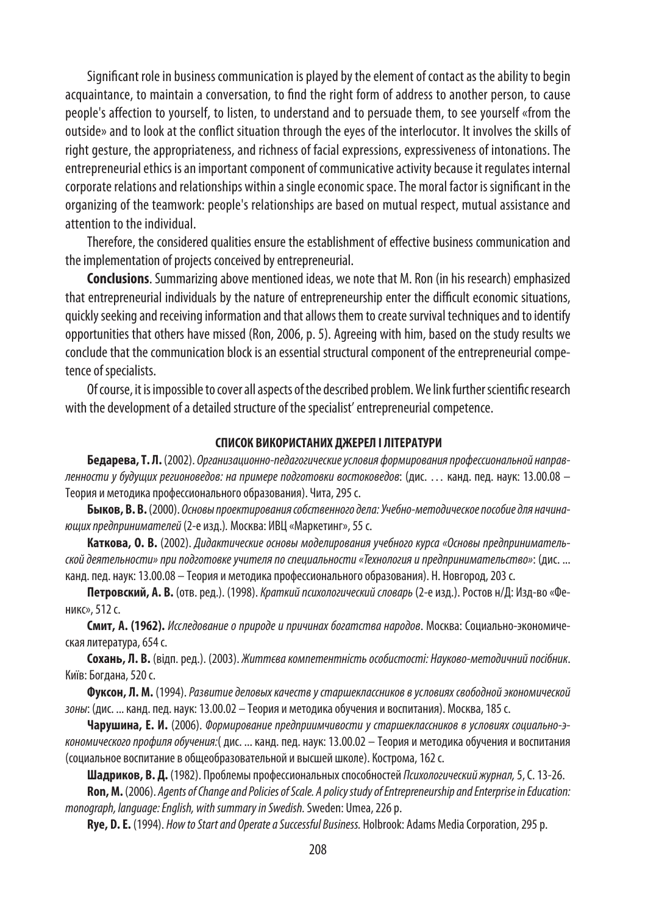Significant role in business communication is played by the element of contact as the ability to begin acquaintance, to maintain a conversation, to find the right form of address to another person, to cause people's affection to yourself, to listen, to understand and to persuade them, to see yourself «from the outside» and to look at the conflict situation through the eyes of the interlocutor. It involves the skills of right gesture, the appropriateness, and richness of facial expressions, expressiveness of intonations. The entrepreneurial ethics is an important component of communicative activity because it regulates internal corporate relations and relationships within a single economic space. The moral factor is significant in the organizing of the teamwork: people's relationships are based on mutual respect, mutual assistance and attention to the individual.

Therefore, the considered qualities ensure the establishment of effective business communication and the implementation of projects conceived by entrepreneurial.

**Conclusions**. Summarizing above mentioned ideas, we note that M. Ron (in his research) emphasized that entrepreneurial individuals by the nature of entrepreneurship enter the difficult economic situations, quickly seeking and receiving information and that allows them to create survival techniques and to identify opportunities that others have missed (Ron, 2006, p. 5). Agreeing with him, based on the study results we conclude that the communication block is an essential structural component of the entrepreneurial competence of specialists.

Of course, it is impossible to cover all aspects of the described problem. We link further scientific research with the development of a detailed structure of the specialist' entrepreneurial competence.

## СПИСОК ВИКОРИСТАНИХ ДЖЕРЕЛ І ЛІТЕРАТУРИ

**Бедарева, Т. Л.** (2002). *Организационно-педагогические условия формирования профессиональной направленности у будущих регионоведов: на примере подготовки востоковедов*: (дис. … канд. пед. наук: 13.00.08 – Теория и методика профессионального образования). Чита, 295 с.

**Быков, В. В.** (2000). *Основы проектирования собственного дела: Учебно-методическое пособие для начинающих предпринимателей* (2-е изд.). Москва: ИВЦ «Маркетинг», 55 с.

**Каткова, О. В.** (2002). *Дидактические основы моделирования учебного курса «Основы предпринимательской деятельности» при подготовке учителя по специальности «Технология и предпринимательство»*: (дис. ... канд. пед. наук: 13.00.08 – Теория и методика профессионального образования). Н. Новгород, 203 с.

**Петровский, А. В.** (отв. ред.). (1998). *Краткий психологический словарь* (2-е изд.). Ростов н/Д: Изд-во «Феникс», 512 с.

**Смит, А. (1962).** *Исследование о природе и причинах богатства народов*. Москва: Социально-экономическая литература, 654 с.

**Сохань, Л. В.** (відп. ред.). (2003). *Життєва компетентність особистості: Науково-методичний посібник*. Київ: Богдана, 520 с.

**Фуксон, Л. М.** (1994). *Развитие деловых качеств у старшеклассников в условиях свободной экономической зоны*: (дис. ... канд. пед. наук: 13.00.02 – Теория и методика обучения и воспитания). Москва, 185 с.

**Чарушина, Е. И.** (2006). *Формирование предприимчивости у старшеклассников в условиях социально-экономического профиля обучения:*( дис. ... канд. пед. наук: 13.00.02 – Теория и методика обучения и воспитания (социальное воспитание в общеобразовательной и высшей школе). Кострома, 162 с.

**Шадриков, В. Д.** (1982). Проблемы профессиональных способностей *Психологический журнал,* 5, С. 13-26.

**Ron, M.** (2006). *Agents of Change and Policies of Scale. A policy study of Entrepreneurship and Enterprise in Education: monograph, language: English, with summary in Swedish.* Sweden: Umea, 226 p.

**Rye, D. E.** (1994). *How to Start and Operate a Successful Business.* Holbrook: Adams Media Corporation, 295 p.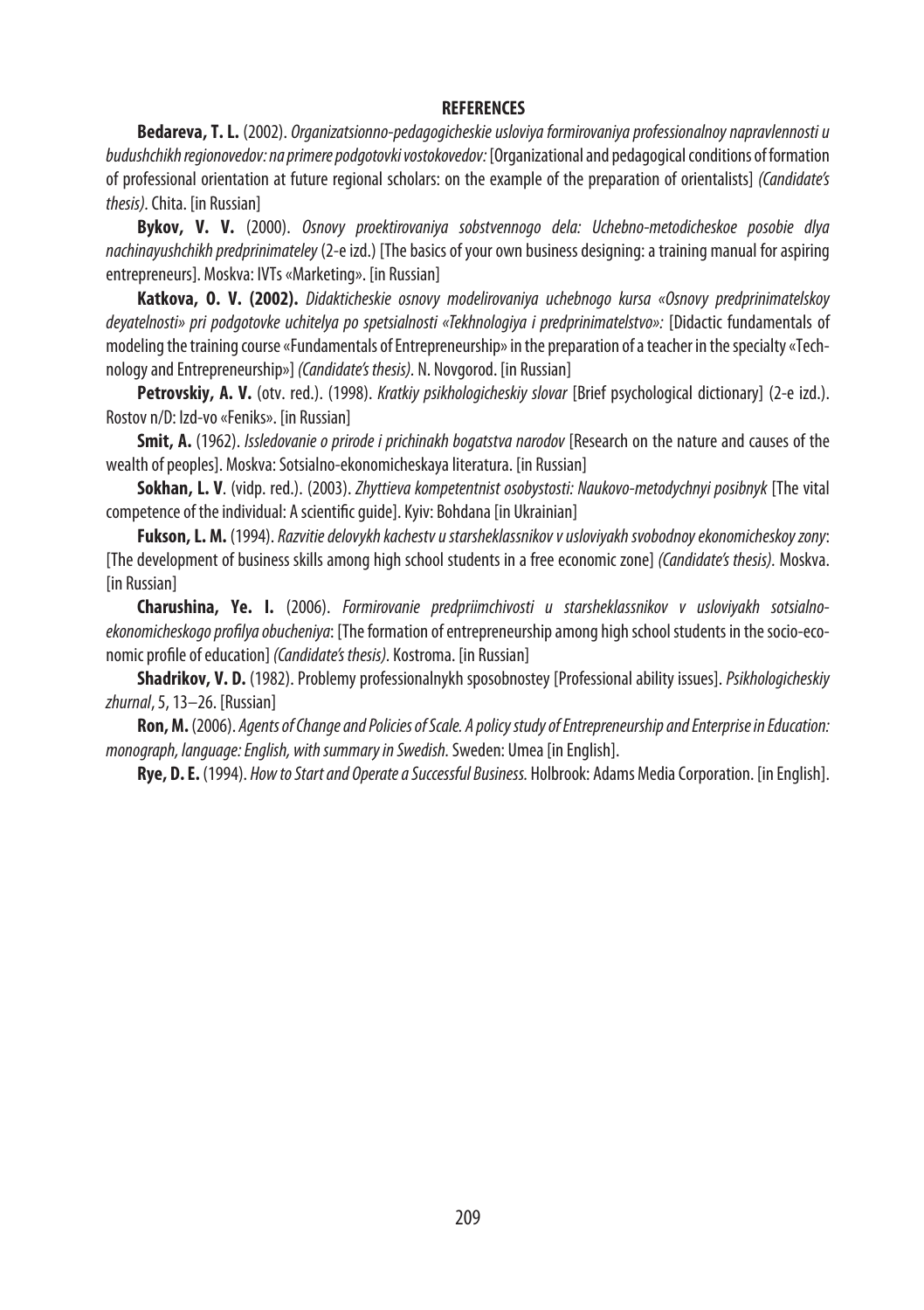## REFERENCES

**Bedareva, T. L.** (2002). *Organizatsionno-pedagogicheskie usloviya formirovaniya professionalnoy napravlennosti u budushchikh regionovedov: na primere podgotovki vostokovedov:* [Organizational and pedagogical conditions of formation of professional orientation at future regional scholars: on the example of the preparation of orientalists] *(Candidate's thesis)*. Chita. [in Russian]

**Bykov, V. V.** (2000). *Osnovy proektirovaniya sobstvennogo dela: Uchebno-metodicheskoe posobie dlya nachinayushchikh predprinimateley* (2-e izd.) [The basics of your own business designing: a training manual for aspiring entrepreneurs]. Moskva: IVTs «Marketing». [in Russian]

**Katkova, O. V. (2002).** *Didakticheskie osnovy modelirovaniya uchebnogo kursa «Osnovy predprinimatelskoy deyatelnosti» pri podgotovke uchitelya po spetsialnosti «Tekhnologiya i predprinimatelstvo»:* [Didactic fundamentals of modeling the training course «Fundamentals of Entrepreneurship» in the preparation of a teacher in the specialty «Technology and Entrepreneurship»] *(Candidate's thesis)*. N. Novgorod. [in Russian]

**Petrovskiy, A. V.** (otv. red.). (1998). *Kratkiy psikhologicheskiy slovar* [Brief psychological dictionary] (2-e izd.). Rostov n/D: Izd-vo «Feniks». [in Russian]

**Smit, A.** (1962). *Issledovanie o prirode i prichinakh bogatstva narodov* [Research on the nature and causes of the wealth of peoples]. Moskva: Sotsialno-ekonomicheskaya literatura. [in Russian]

**Sokhan, L. V**. (vidp. red.). (2003). *Zhyttieva kompetentnist osobystosti: Naukovo-metodychnyi posibnyk* [The vital competence of the individual: A scientific guide]. Kyiv: Bohdana [in Ukrainian]

**Fukson, L. M.** (1994). *Razvitie delovykh kachestv u starsheklassnikov v usloviyakh svobodnoy ekonomicheskoy zony*: [The development of business skills among high school students in a free economic zone] *(Candidate's thesis).* Moskva. [in Russian]

**Charushina, Ye. I.** (2006). *Formirovanie predpriimchivosti u starsheklassnikov v usloviyakh sotsialno-ekonomicheskogo profilya obucheniya*: [The formation of entrepreneurship among high school students in the socio-economic profile of education] *(Candidate's thesis).* Kostroma. [in Russian]

**Shadrikov, V. D.** (1982). Problemy professionalnykh sposobnostey [Professional ability issues]. *Psikhologicheskiy zhurnal*, 5, 13–26. [Russian]

**Ron, M.** (2006). *Agents of Change and Policies of Scale. A policy study of Entrepreneurship and Enterprise in Education: monograph, language: English, with summary in Swedish.* Sweden: Umea [in English].

**Rye, D. E.** (1994). *How to Start and Operate a Successful Business.* Holbrook: Adams Media Corporation. [in English].